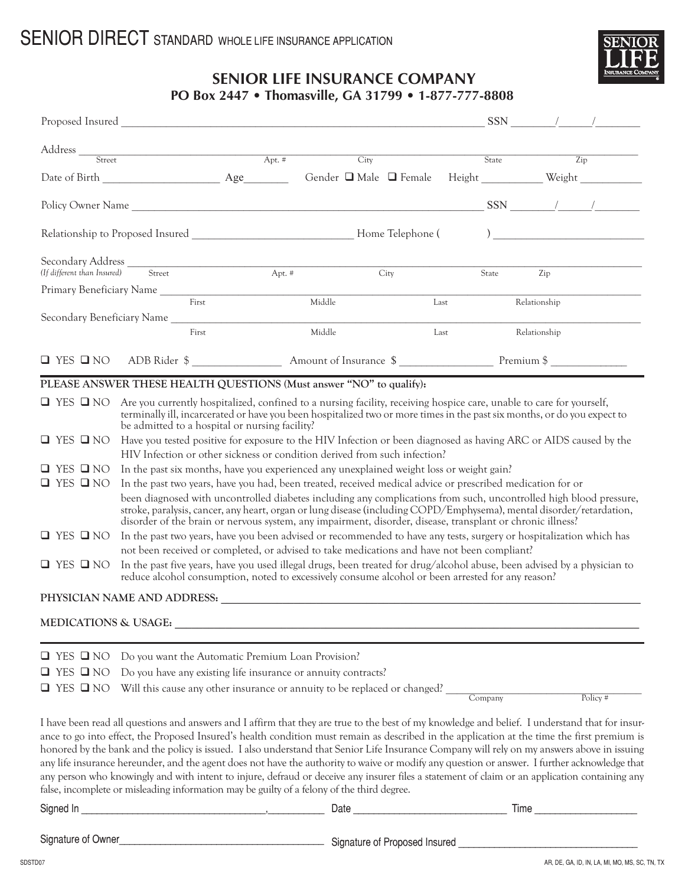# SENIOR DIRECT STANDARD WHOLE LIFE INSURANCE APPLICATION

SENIOR LIFE INSURANCE COMPANY

## SENIOR LIFE INSURANCE COMPANY

**PO Box 2447 • Thomasville, GA 31799 • 1-877-777-8808**

Proposed Insured ______________________________ SSN ______/______/______

Address ______________________________
Street Apt. # City State Zip

Date of Birth ____________ Age______ Gender ❑ Male ❑ Female Height ________ Weight ________

Policy Owner Name ______________________________ SSN ______/______/______

Relationship to Proposed Insured ____________________ Home Telephone ( ) ____________________

Secondary Address ______________________________
*(If different than Insured)* Street Apt. # City State Zip

Primary Beneficiary Name ______________________________
First Middle Last Relationship

Secondary Beneficiary Name ______________________________
First Middle Last Relationship

❑ YES ❑ NO ADB Rider $ ____________ Amount of Insurance $ ____________ Premium $ ____________

**PLEASE ANSWER THESE HEALTH QUESTIONS (Must answer "NO" to qualify):**

- ❑ YES ❑ NO Are you currently hospitalized, confined to a nursing facility, receiving hospice care, unable to care for yourself, terminally ill, incarcerated or have you been hospitalized two or more times in the past six months, or do you expect to be admitted to a hospital or nursing facility?
- ❑ YES ❑ NO Have you tested positive for exposure to the HIV Infection or been diagnosed as having ARC or AIDS caused by the HIV Infection or other sickness or condition derived from such infection?
- ❑ YES ❑ NO In the past six months, have you experienced any unexplained weight loss or weight gain?
- ❑ YES ❑ NO In the past two years, have you had, been treated, received medical advice or prescribed medication for or been diagnosed with uncontrolled diabetes including any complications from such, uncontrolled high blood pressure, stroke, paralysis, cancer, any heart, organ or lung disease (including COPD/Emphysema), mental disorder/retardation, disorder of the brain or nervous system, any impairment, disorder, disease, transplant or chronic illness?
- ❑ YES ❑ NO In the past two years, have you been advised or recommended to have any tests, surgery or hospitalization which has not been received or completed, or advised to take medications and have not been compliant?
- ❑ YES ❑ NO In the past five years, have you used illegal drugs, been treated for drug/alcohol abuse, been advised by a physician to reduce alcohol consumption, noted to excessively consume alcohol or been arrested for any reason?

**PHYSICIAN NAME AND ADDRESS:** ______________________________

**MEDICATIONS & USAGE:** ______________________________

- ❑ YES ❑ NO Do you want the Automatic Premium Loan Provision?
- ❑ YES ❑ NO Do you have any existing life insurance or annuity contracts?
- ❑ YES ❑ NO Will this cause any other insurance or annuity to be replaced or changed? ____________________
  Company Policy #

I have been read all questions and answers and I affirm that they are true to the best of my knowledge and belief. I understand that for insurance to go into effect, the Proposed Insured's health condition must remain as described in the application at the time the first premium is honored by the bank and the policy is issued. I also understand that Senior Life Insurance Company will rely on my answers above in issuing any life insurance hereunder, and the agent does not have the authority to waive or modify any question or answer. I further acknowledge that any person who knowingly and with intent to injure, defraud or deceive any insurer files a statement of claim or an application containing any false, incomplete or misleading information may be guilty of a felony of the third degree.

Signed In ______________________________, ________ Date ____________________ Time ______________

Signature of Owner______________________________ Signature of Proposed Insured ______________________________

SDSTD07

AR, DE, GA, ID, IN, LA, MI, MO, MS, SC, TN, TX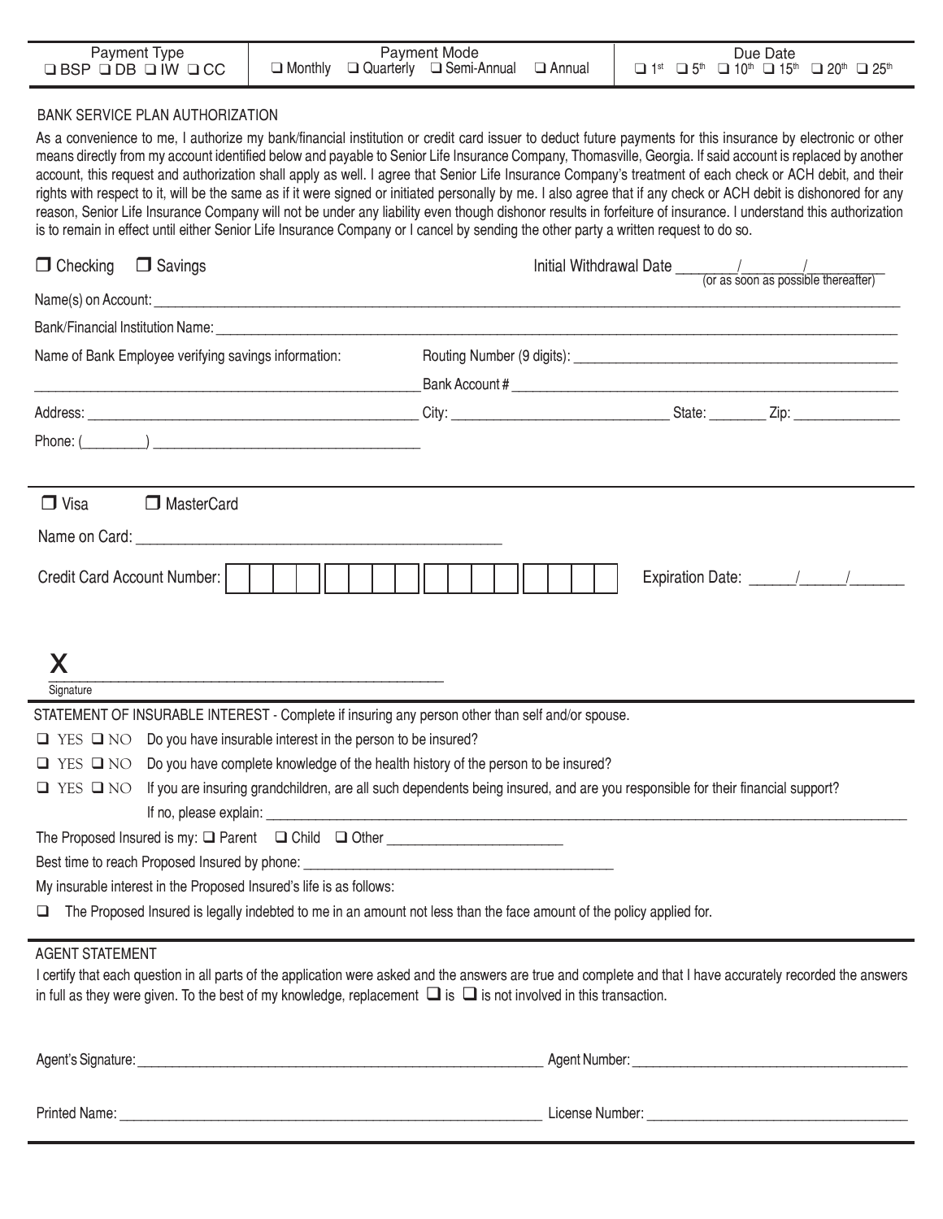| Payment Type | Payment Mode | Due Date |
|---|---|---|
| ❑ BSP ❑ DB ❑ IW ❑ CC | ❑ Monthly ❑ Quarterly ❑ Semi-Annual ❑ Annual | ❑ 1st ❑ 5th ❑ 10th ❑ 15th ❑ 20th ❑ 25th |

## BANK SERVICE PLAN AUTHORIZATION

As a convenience to me, I authorize my bank/financial institution or credit card issuer to deduct future payments for this insurance by electronic or other means directly from my account identified below and payable to Senior Life Insurance Company, Thomasville, Georgia. If said account is replaced by another account, this request and authorization shall apply as well. I agree that Senior Life Insurance Company's treatment of each check or ACH debit, and their rights with respect to it, will be the same as if it were signed or initiated personally by me. I also agree that if any check or ACH debit is dishonored for any reason, Senior Life Insurance Company will not be under any liability even though dishonor results in forfeiture of insurance. I understand this authorization is to remain in effect until either Senior Life Insurance Company or I cancel by sending the other party a written request to do so.

❑ Checking ❑ Savings

Initial Withdrawal Date ________/________/________ (or as soon as possible thereafter)

Name(s) on Account: ______________________________

Bank/Financial Institution Name: ______________________________

Name of Bank Employee verifying savings information: ______________________________

Routing Number (9 digits): ______________________________

Bank Account # ______________________________

Address: ______________________ City: ______________________ State: ________ Zip: ______________

Phone: (________) ______________________________

❑ Visa ❑ MasterCard

Name on Card: ______________________________

Credit Card Account Number: | | | | | | | | | | | | | | | | |

Expiration Date: ______/______/_______

X ______________________________

Signature

## STATEMENT OF INSURABLE INTEREST - Complete if insuring any person other than self and/or spouse.

❑ YES ❑ NO Do you have insurable interest in the person to be insured?

❑ YES ❑ NO Do you have complete knowledge of the health history of the person to be insured?

❑ YES ❑ NO If you are insuring grandchildren, are all such dependents being insured, and are you responsible for their financial support?

If no, please explain: ______________________________

The Proposed Insured is my: ❑ Parent ❑ Child ❑ Other ______________________

Best time to reach Proposed Insured by phone: ______________________________

My insurable interest in the Proposed Insured's life is as follows:

❑ The Proposed Insured is legally indebted to me in an amount not less than the face amount of the policy applied for.

## AGENT STATEMENT

I certify that each question in all parts of the application were asked and the answers are true and complete and that I have accurately recorded the answers in full as they were given. To the best of my knowledge, replacement ❑ is ❑ is not involved in this transaction.

Agent's Signature: ______________________________ Agent Number: ______________________________

Printed Name: ______________________________ License Number: ______________________________